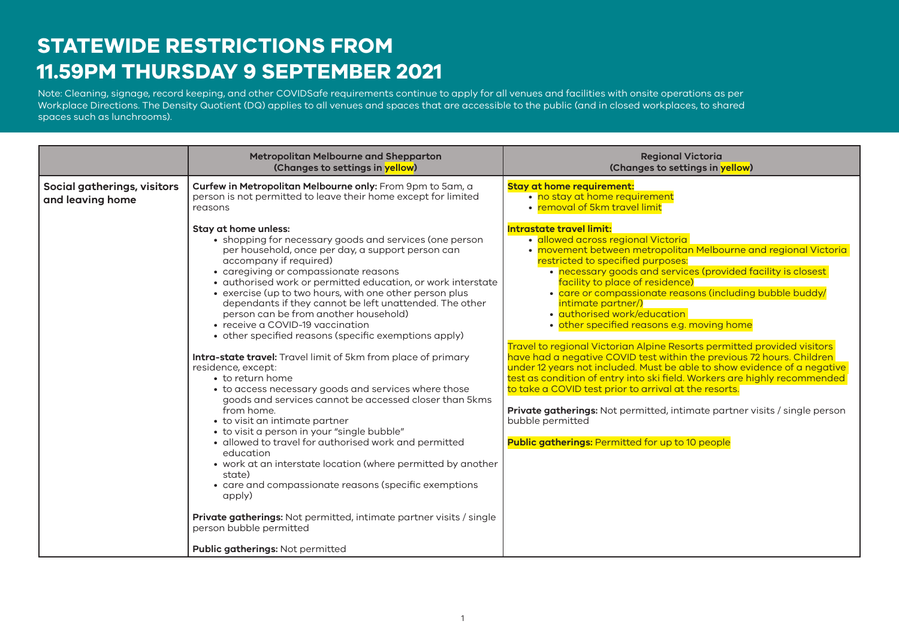# STATEWIDE RESTRICTIONS FROM 11.59PM THURSDAY 9 SEPTEMBER 2021

Note: Cleaning, signage, record keeping, and other COVIDSafe requirements continue to apply for all venues and facilities with onsite operations as per Workplace Directions. The Density Quotient (DQ) applies to all venues and spaces that are accessible to the public (and in closed workplaces, to shared spaces such as lunchrooms).

| | Metropolitan Melbourne and Shepparton (Changes to settings in yellow) | Regional Victoria (Changes to settings in yellow) |
|---|---|---|
| **Social gatherings, visitors and leaving home** | **Curfew in Metropolitan Melbourne only:** From 9pm to 5am, a person is not permitted to leave their home except for limited reasons<br><br>**Stay at home unless:**<br>• shopping for necessary goods and services (one person per household, once per day, a support person can accompany if required)<br>• caregiving or compassionate reasons<br>• authorised work or permitted education, or work interstate<br>• exercise (up to two hours, with one other person plus dependants if they cannot be left unattended. The other person can be from another household)<br>• receive a COVID-19 vaccination<br>• other specified reasons (specific exemptions apply)<br><br>**Intra-state travel:** Travel limit of 5km from place of primary residence, except:<br>• to return home<br>• to access necessary goods and services where those goods and services cannot be accessed closer than 5kms from home.<br>• to visit an intimate partner<br>• to visit a person in your "single bubble"<br>• allowed to travel for authorised work and permitted education<br>• work at an interstate location (where permitted by another state)<br>• care and compassionate reasons (specific exemptions apply)<br><br>**Private gatherings:** Not permitted, intimate partner visits / single person bubble permitted<br><br>**Public gatherings:** Not permitted | **Stay at home requirement:**<br>• no stay at home requirement<br>• removal of 5km travel limit<br><br>**Intrastate travel limit:**<br>• allowed across regional Victoria<br>• movement between metropolitan Melbourne and regional Victoria restricted to specified purposes:<br>  • necessary goods and services (provided facility is closest facility to place of residence)<br>  • care or compassionate reasons (including bubble buddy/intimate partner/)<br>  • authorised work/education<br>  • other specified reasons e.g. moving home<br><br>Travel to regional Victorian Alpine Resorts permitted provided visitors have had a negative COVID test within the previous 72 hours. Children under 12 years not included. Must be able to show evidence of a negative test as condition of entry into ski field. Workers are highly recommended to take a COVID test prior to arrival at the resorts.<br><br>**Private gatherings:** Not permitted, intimate partner visits / single person bubble permitted<br><br>**Public gatherings:** Permitted for up to 10 people |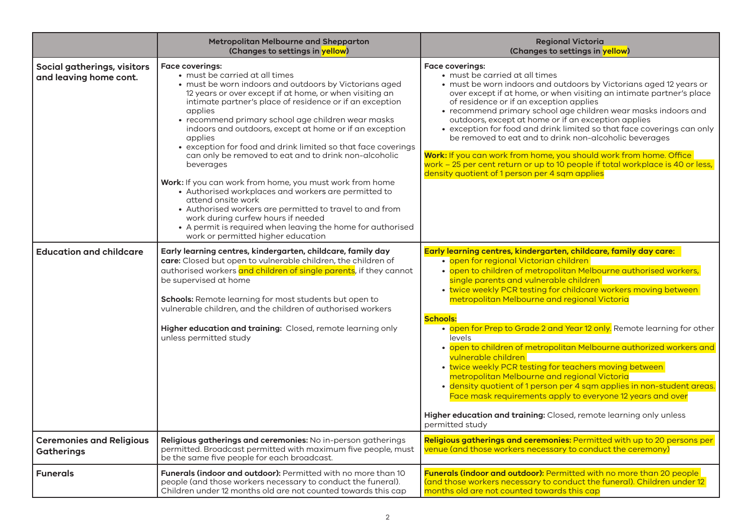| | **Metropolitan Melbourne and Shepparton (Changes to settings in yellow)** | **Regional Victoria (Changes to settings in yellow)** |
|---|---|---|
| **Social gatherings, visitors and leaving home cont.** | **Face coverings:**<br>• must be carried at all times<br>• must be worn indoors and outdoors by Victorians aged 12 years or over except if at home, or when visiting an intimate partner's place of residence or if an exception applies<br>• recommend primary school age children wear masks indoors and outdoors, except at home or if an exception applies<br>• exception for food and drink limited so that face coverings can only be removed to eat and to drink non-alcoholic beverages<br><br>**Work:** If you can work from home, you must work from home<br>• Authorised workplaces and workers are permitted to attend onsite work<br>• Authorised workers are permitted to travel to and from work during curfew hours if needed<br>• A permit is required when leaving the home for authorised work or permitted higher education | **Face coverings:**<br>• must be carried at all times<br>• must be worn indoors and outdoors by Victorians aged 12 years or over except if at home, or when visiting an intimate partner's place of residence or if an exception applies<br>• recommend primary school age children wear masks indoors and outdoors, except at home or if an exception applies<br>• exception for food and drink limited so that face coverings can only be removed to eat and to drink non-alcoholic beverages<br><br>**Work:** If you can work from home, you should work from home. Office work – 25 per cent return or up to 10 people if total workplace is 40 or less, density quotient of 1 person per 4 sqm applies |
| **Education and childcare** | **Early learning centres, kindergarten, childcare, family day care:** Closed but open to vulnerable children, the children of authorised workers and children of single parents, if they cannot be supervised at home<br><br>**Schools:** Remote learning for most students but open to vulnerable children, and the children of authorised workers<br><br>**Higher education and training:** Closed, remote learning only unless permitted study | **Early learning centres, kindergarten, childcare, family day care:**<br>• open for regional Victorian children<br>• open to children of metropolitan Melbourne authorised workers, single parents and vulnerable children<br>• twice weekly PCR testing for childcare workers moving between metropolitan Melbourne and regional Victoria<br><br>**Schools:**<br>• open for Prep to Grade 2 and Year 12 only. Remote learning for other levels<br>• open to children of metropolitan Melbourne authorized workers and vulnerable children<br>• twice weekly PCR testing for teachers moving between metropolitan Melbourne and regional Victoria<br>• density quotient of 1 person per 4 sqm applies in non-student areas. Face mask requirements apply to everyone 12 years and over<br><br>**Higher education and training:** Closed, remote learning only unless permitted study |
| **Ceremonies and Religious Gatherings** | **Religious gatherings and ceremonies:** No in-person gatherings permitted. Broadcast permitted with maximum five people, must be the same five people for each broadcast. | **Religious gatherings and ceremonies:** Permitted with up to 20 persons per venue (and those workers necessary to conduct the ceremony) |
| **Funerals** | **Funerals (indoor and outdoor):** Permitted with no more than 10 people (and those workers necessary to conduct the funeral). Children under 12 months old are not counted towards this cap | **Funerals (indoor and outdoor):** Permitted with no more than 20 people (and those workers necessary to conduct the funeral). Children under 12 months old are not counted towards this cap |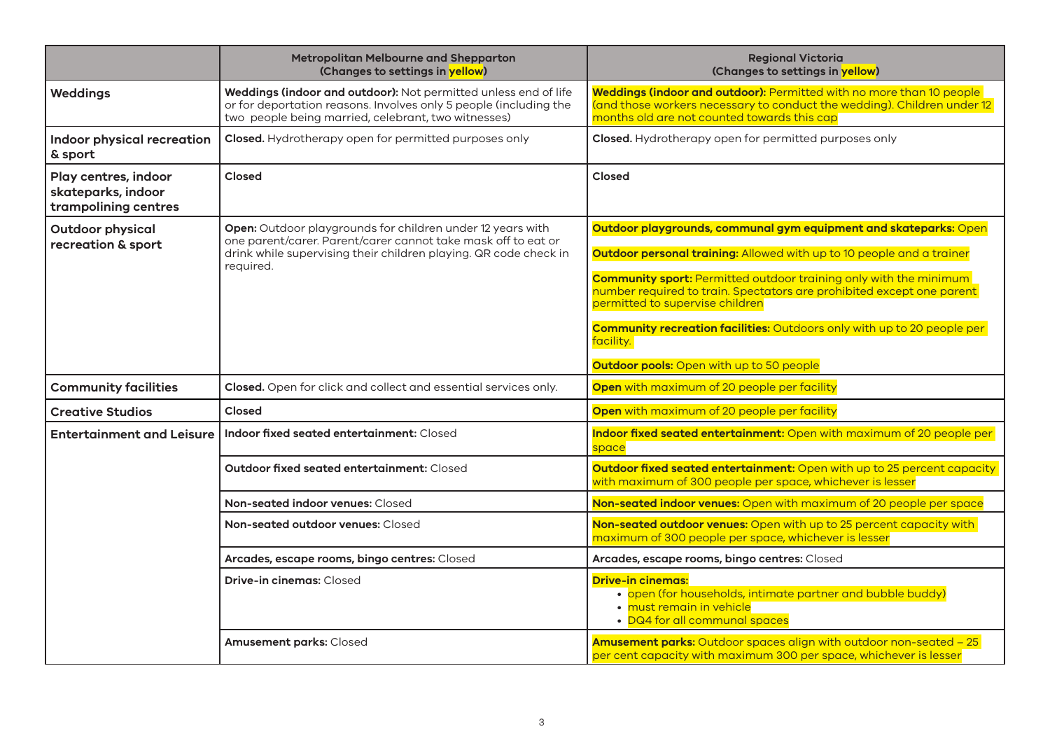| | Metropolitan Melbourne and Shepparton (Changes to settings in yellow) | Regional Victoria (Changes to settings in yellow) |
|---|---|---|
| **Weddings** | **Weddings (indoor and outdoor):** Not permitted unless end of life or for deportation reasons. Involves only 5 people (including the two people being married, celebrant, two witnesses) | **Weddings (indoor and outdoor):** Permitted with no more than 10 people (and those workers necessary to conduct the wedding). Children under 12 months old are not counted towards this cap |
| **Indoor physical recreation & sport** | **Closed.** Hydrotherapy open for permitted purposes only | **Closed.** Hydrotherapy open for permitted purposes only |
| **Play centres, indoor skateparks, indoor trampolining centres** | **Closed** | **Closed** |
| **Outdoor physical recreation & sport** | **Open:** Outdoor playgrounds for children under 12 years with one parent/carer. Parent/carer cannot take mask off to eat or drink while supervising their children playing. QR code check in required. | **Outdoor playgrounds, communal gym equipment and skateparks:** Open<br><br>**Outdoor personal training:** Allowed with up to 10 people and a trainer<br><br>**Community sport:** Permitted outdoor training only with the minimum number required to train. Spectators are prohibited except one parent permitted to supervise children<br><br>**Community recreation facilities:** Outdoors only with up to 20 people per facility.<br><br>**Outdoor pools:** Open with up to 50 people |
| **Community facilities** | **Closed.** Open for click and collect and essential services only. | **Open** with maximum of 20 people per facility |
| **Creative Studios** | **Closed** | **Open** with maximum of 20 people per facility |
| **Entertainment and Leisure** | **Indoor fixed seated entertainment:** Closed | **Indoor fixed seated entertainment:** Open with maximum of 20 people per space |
| | **Outdoor fixed seated entertainment:** Closed | **Outdoor fixed seated entertainment:** Open with up to 25 percent capacity with maximum of 300 people per space, whichever is lesser |
| | **Non-seated indoor venues:** Closed | **Non-seated indoor venues:** Open with maximum of 20 people per space |
| | **Non-seated outdoor venues:** Closed | **Non-seated outdoor venues:** Open with up to 25 percent capacity with maximum of 300 people per space, whichever is lesser |
| | **Arcades, escape rooms, bingo centres:** Closed | **Arcades, escape rooms, bingo centres:** Closed |
| | **Drive-in cinemas:** Closed | **Drive-in cinemas:**<br>• open (for households, intimate partner and bubble buddy)<br>• must remain in vehicle<br>• DQ4 for all communal spaces |
| | **Amusement parks:** Closed | **Amusement parks:** Outdoor spaces align with outdoor non-seated – 25 per cent capacity with maximum 300 per space, whichever is lesser |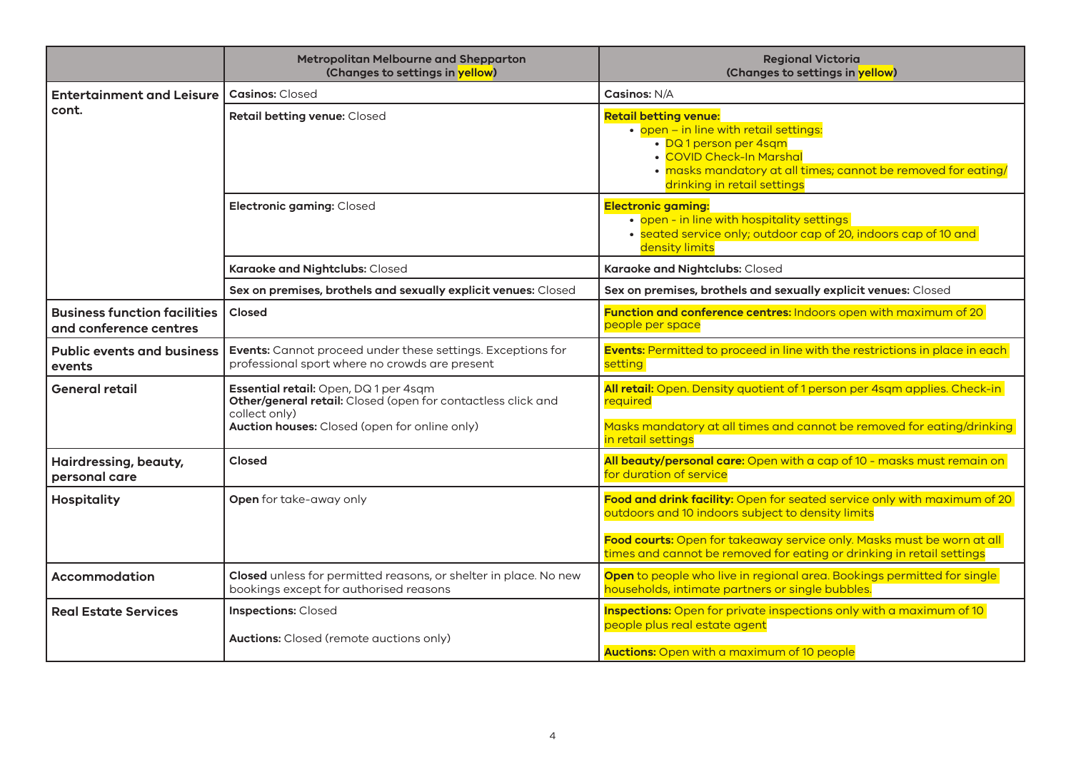| | Metropolitan Melbourne and Shepparton (Changes to settings in yellow) | Regional Victoria (Changes to settings in yellow) |
|---|---|---|
| **Entertainment and Leisure cont.** | **Casinos:** Closed | **Casinos:** N/A |
| | **Retail betting venue:** Closed | **Retail betting venue:**<br>• open – in line with retail settings:<br>  • DQ 1 person per 4sqm<br>  • COVID Check-In Marshal<br>  • masks mandatory at all times; cannot be removed for eating/drinking in retail settings |
| | **Electronic gaming:** Closed | **Electronic gaming:**<br>• open - in line with hospitality settings<br>• seated service only; outdoor cap of 20, indoors cap of 10 and density limits |
| | **Karaoke and Nightclubs:** Closed | **Karaoke and Nightclubs:** Closed |
| | **Sex on premises, brothels and sexually explicit venues:** Closed | **Sex on premises, brothels and sexually explicit venues:** Closed |
| **Business function facilities and conference centres** | **Closed** | **Function and conference centres:** Indoors open with maximum of 20 people per space |
| **Public events and business events** | **Events:** Cannot proceed under these settings. Exceptions for professional sport where no crowds are present | **Events:** Permitted to proceed in line with the restrictions in place in each setting |
| **General retail** | **Essential retail:** Open, DQ 1 per 4sqm<br>**Other/general retail:** Closed (open for contactless click and collect only)<br>**Auction houses:** Closed (open for online only) | **All retail:** Open. Density quotient of 1 person per 4sqm applies. Check-in required<br><br>Masks mandatory at all times and cannot be removed for eating/drinking in retail settings |
| **Hairdressing, beauty, personal care** | **Closed** | **All beauty/personal care:** Open with a cap of 10 - masks must remain on for duration of service |
| **Hospitality** | **Open** for take-away only | **Food and drink facility:** Open for seated service only with maximum of 20 outdoors and 10 indoors subject to density limits<br><br>**Food courts:** Open for takeaway service only. Masks must be worn at all times and cannot be removed for eating or drinking in retail settings |
| **Accommodation** | **Closed** unless for permitted reasons, or shelter in place. No new bookings except for authorised reasons | **Open** to people who live in regional area. Bookings permitted for single households, intimate partners or single bubbles. |
| **Real Estate Services** | **Inspections:** Closed<br><br>**Auctions:** Closed (remote auctions only) | **Inspections:** Open for private inspections only with a maximum of 10 people plus real estate agent<br><br>**Auctions:** Open with a maximum of 10 people |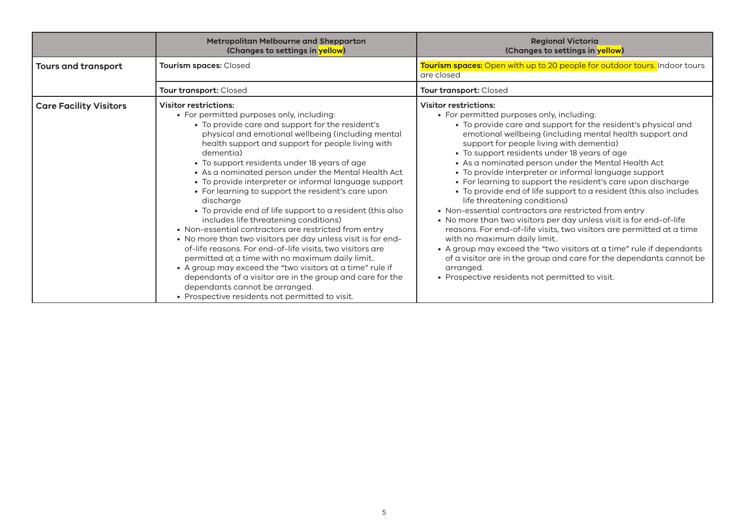| | Metropolitan Melbourne and Shepparton (Changes to settings in yellow) | Regional Victoria (Changes to settings in yellow) |
|---|---|---|
| **Tours and transport** | **Tourism spaces:** Closed | **Tourism spaces:** Open with up to 20 people for outdoor tours. Indoor tours are closed |
| | **Tour transport:** Closed | **Tour transport:** Closed |
| **Care Facility Visitors** | **Visitor restrictions:**<br>• For permitted purposes only, including:<br>&nbsp;&nbsp;• To provide care and support for the resident's physical and emotional wellbeing (including mental health support and support for people living with dementia)<br>&nbsp;&nbsp;• To support residents under 18 years of age<br>&nbsp;&nbsp;• As a nominated person under the Mental Health Act<br>&nbsp;&nbsp;• To provide interpreter or informal language support<br>&nbsp;&nbsp;• For learning to support the resident's care upon discharge<br>&nbsp;&nbsp;• To provide end of life support to a resident (this also includes life threatening conditions)<br>• Non-essential contractors are restricted from entry<br>• No more than two visitors per day unless visit is for end-of-life reasons. For end-of-life visits, two visitors are permitted at a time with no maximum daily limit..<br>• A group may exceed the "two visitors at a time" rule if dependants of a visitor are in the group and care for the dependants cannot be arranged.<br>• Prospective residents not permitted to visit. | **Visitor restrictions:**<br>• For permitted purposes only, including:<br>&nbsp;&nbsp;• To provide care and support for the resident's physical and emotional wellbeing (including mental health support and support for people living with dementia)<br>&nbsp;&nbsp;• To support residents under 18 years of age<br>&nbsp;&nbsp;• As a nominated person under the Mental Health Act<br>&nbsp;&nbsp;• To provide interpreter or informal language support<br>&nbsp;&nbsp;• For learning to support the resident's care upon discharge<br>&nbsp;&nbsp;• To provide end of life support to a resident (this also includes life threatening conditions)<br>• Non-essential contractors are restricted from entry<br>• No more than two visitors per day unless visit is for end-of-life reasons. For end-of-life visits, two visitors are permitted at a time with no maximum daily limit..<br>• A group may exceed the "two visitors at a time" rule if dependants of a visitor are in the group and care for the dependants cannot be arranged.<br>• Prospective residents not permitted to visit. |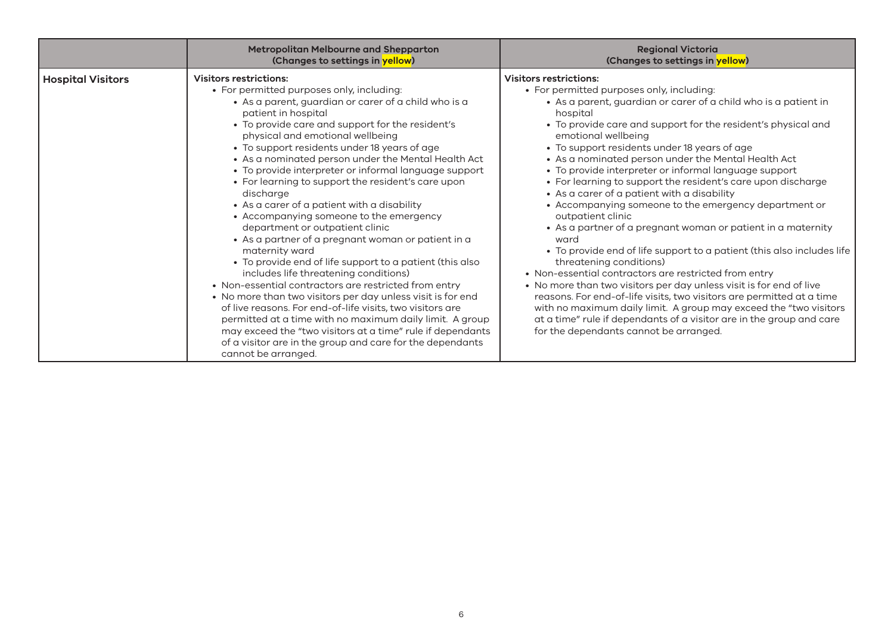| | Metropolitan Melbourne and Shepparton (Changes to settings in yellow) | Regional Victoria (Changes to settings in yellow) |
|---|---|---|
| **Hospital Visitors** | **Visitors restrictions:**<br>• For permitted purposes only, including:<br>  • As a parent, guardian or carer of a child who is a patient in hospital<br>  • To provide care and support for the resident's physical and emotional wellbeing<br>  • To support residents under 18 years of age<br>  • As a nominated person under the Mental Health Act<br>  • To provide interpreter or informal language support<br>  • For learning to support the resident's care upon discharge<br>  • As a carer of a patient with a disability<br>  • Accompanying someone to the emergency department or outpatient clinic<br>  • As a partner of a pregnant woman or patient in a maternity ward<br>  • To provide end of life support to a patient (this also includes life threatening conditions)<br>• Non-essential contractors are restricted from entry<br>• No more than two visitors per day unless visit is for end of live reasons. For end-of-life visits, two visitors are permitted at a time with no maximum daily limit. A group may exceed the "two visitors at a time" rule if dependants of a visitor are in the group and care for the dependants cannot be arranged. | **Visitors restrictions:**<br>• For permitted purposes only, including:<br>  • As a parent, guardian or carer of a child who is a patient in hospital<br>  • To provide care and support for the resident's physical and emotional wellbeing<br>  • To support residents under 18 years of age<br>  • As a nominated person under the Mental Health Act<br>  • To provide interpreter or informal language support<br>  • For learning to support the resident's care upon discharge<br>  • As a carer of a patient with a disability<br>  • Accompanying someone to the emergency department or outpatient clinic<br>  • As a partner of a pregnant woman or patient in a maternity ward<br>  • To provide end of life support to a patient (this also includes life threatening conditions)<br>• Non-essential contractors are restricted from entry<br>• No more than two visitors per day unless visit is for end of live reasons. For end-of-life visits, two visitors are permitted at a time with no maximum daily limit. A group may exceed the "two visitors at a time" rule if dependants of a visitor are in the group and care for the dependants cannot be arranged. |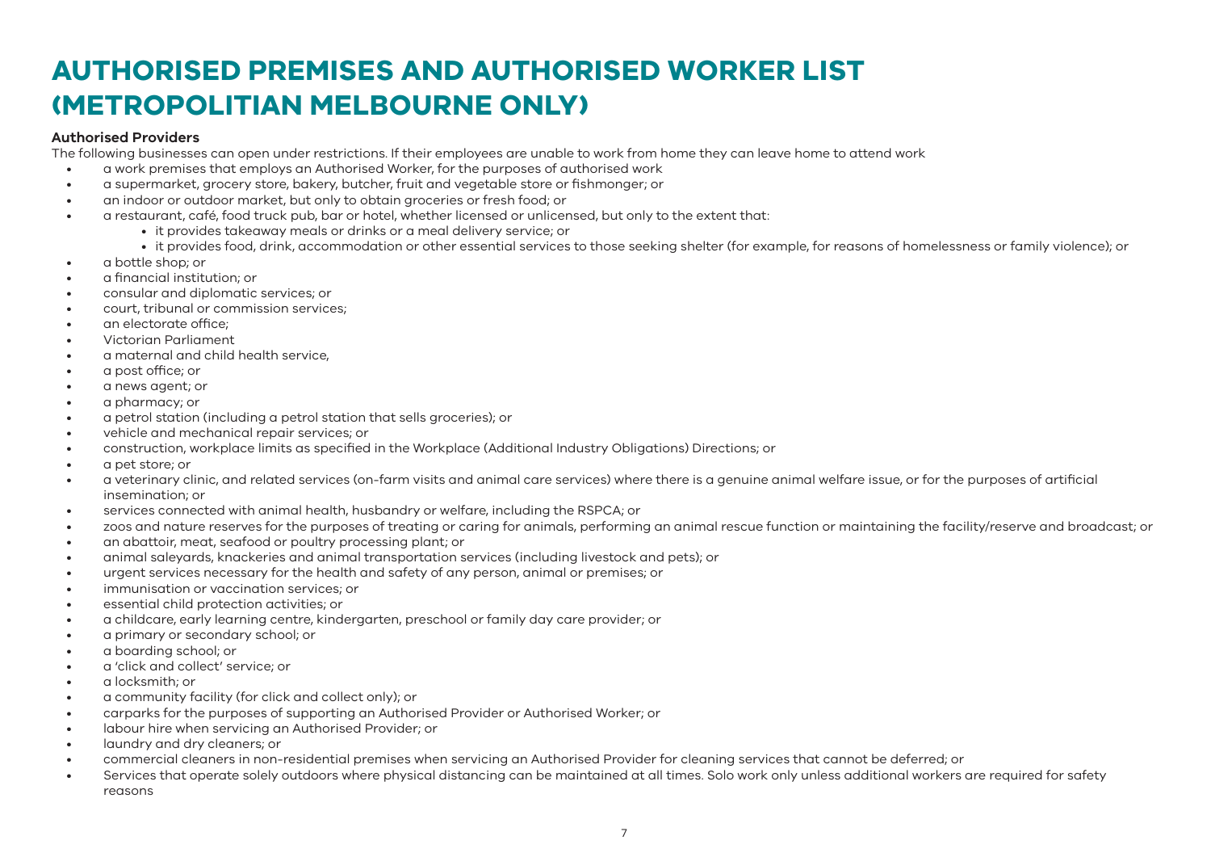# AUTHORISED PREMISES AND AUTHORISED WORKER LIST (METROPOLITAN MELBOURNE ONLY)

**Authorised Providers**

The following businesses can open under restrictions. If their employees are unable to work from home they can leave home to attend work

- a work premises that employs an Authorised Worker, for the purposes of authorised work
- a supermarket, grocery store, bakery, butcher, fruit and vegetable store or fishmonger; or
- an indoor or outdoor market, but only to obtain groceries or fresh food; or
- a restaurant, café, food truck pub, bar or hotel, whether licensed or unlicensed, but only to the extent that:
    - it provides takeaway meals or drinks or a meal delivery service; or
    - it provides food, drink, accommodation or other essential services to those seeking shelter (for example, for reasons of homelessness or family violence); or
- a bottle shop; or
- a financial institution; or
- consular and diplomatic services; or
- court, tribunal or commission services;
- an electorate office;
- Victorian Parliament
- a maternal and child health service,
- a post office; or
- a news agent; or
- a pharmacy; or
- a petrol station (including a petrol station that sells groceries); or
- vehicle and mechanical repair services; or
- construction, workplace limits as specified in the Workplace (Additional Industry Obligations) Directions; or
- a pet store; or
- a veterinary clinic, and related services (on-farm visits and animal care services) where there is a genuine animal welfare issue, or for the purposes of artificial insemination; or
- services connected with animal health, husbandry or welfare, including the RSPCA; or
- zoos and nature reserves for the purposes of treating or caring for animals, performing an animal rescue function or maintaining the facility/reserve and broadcast; or
- an abattoir, meat, seafood or poultry processing plant; or
- animal saleyards, knackeries and animal transportation services (including livestock and pets); or
- urgent services necessary for the health and safety of any person, animal or premises; or
- immunisation or vaccination services; or
- essential child protection activities; or
- a childcare, early learning centre, kindergarten, preschool or family day care provider; or
- a primary or secondary school; or
- a boarding school; or
- a 'click and collect' service; or
- a locksmith; or
- a community facility (for click and collect only); or
- carparks for the purposes of supporting an Authorised Provider or Authorised Worker; or
- labour hire when servicing an Authorised Provider; or
- laundry and dry cleaners; or
- commercial cleaners in non-residential premises when servicing an Authorised Provider for cleaning services that cannot be deferred; or
- Services that operate solely outdoors where physical distancing can be maintained at all times. Solo work only unless additional workers are required for safety reasons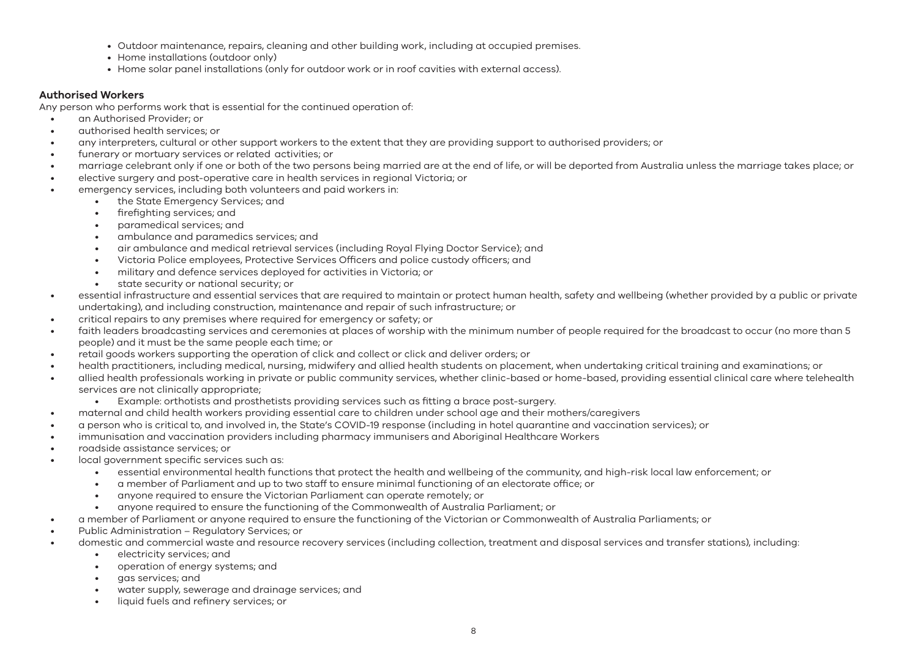- Outdoor maintenance, repairs, cleaning and other building work, including at occupied premises.
- Home installations (outdoor only)
- Home solar panel installations (only for outdoor work or in roof cavities with external access).

**Authorised Workers**

Any person who performs work that is essential for the continued operation of:

- an Authorised Provider; or
- authorised health services; or
- any interpreters, cultural or other support workers to the extent that they are providing support to authorised providers; or
- funerary or mortuary services or related activities; or
- marriage celebrant only if one or both of the two persons being married are at the end of life, or will be deported from Australia unless the marriage takes place; or
- elective surgery and post-operative care in health services in regional Victoria; or
- emergency services, including both volunteers and paid workers in:
  - the State Emergency Services; and
  - firefighting services; and
  - paramedical services; and
  - ambulance and paramedics services; and
  - air ambulance and medical retrieval services (including Royal Flying Doctor Service); and
  - Victoria Police employees, Protective Services Officers and police custody officers; and
  - military and defence services deployed for activities in Victoria; or
  - state security or national security; or
- essential infrastructure and essential services that are required to maintain or protect human health, safety and wellbeing (whether provided by a public or private undertaking), and including construction, maintenance and repair of such infrastructure; or
- critical repairs to any premises where required for emergency or safety; or
- faith leaders broadcasting services and ceremonies at places of worship with the minimum number of people required for the broadcast to occur (no more than 5 people) and it must be the same people each time; or
- retail goods workers supporting the operation of click and collect or click and deliver orders; or
- health practitioners, including medical, nursing, midwifery and allied health students on placement, when undertaking critical training and examinations; or
- allied health professionals working in private or public community services, whether clinic-based or home-based, providing essential clinical care where telehealth services are not clinically appropriate;
  - Example: orthotists and prosthetists providing services such as fitting a brace post-surgery.
- maternal and child health workers providing essential care to children under school age and their mothers/caregivers
- a person who is critical to, and involved in, the State's COVID-19 response (including in hotel quarantine and vaccination services); or
- immunisation and vaccination providers including pharmacy immunisers and Aboriginal Healthcare Workers
- roadside assistance services; or
- local government specific services such as:
  - essential environmental health functions that protect the health and wellbeing of the community, and high-risk local law enforcement; or
  - a member of Parliament and up to two staff to ensure minimal functioning of an electorate office; or
  - anyone required to ensure the Victorian Parliament can operate remotely; or
  - anyone required to ensure the functioning of the Commonwealth of Australia Parliament; or
- a member of Parliament or anyone required to ensure the functioning of the Victorian or Commonwealth of Australia Parliaments; or
- Public Administration – Regulatory Services; or
- domestic and commercial waste and resource recovery services (including collection, treatment and disposal services and transfer stations), including:
  - electricity services; and
  - operation of energy systems; and
  - gas services; and
  - water supply, sewerage and drainage services; and
  - liquid fuels and refinery services; or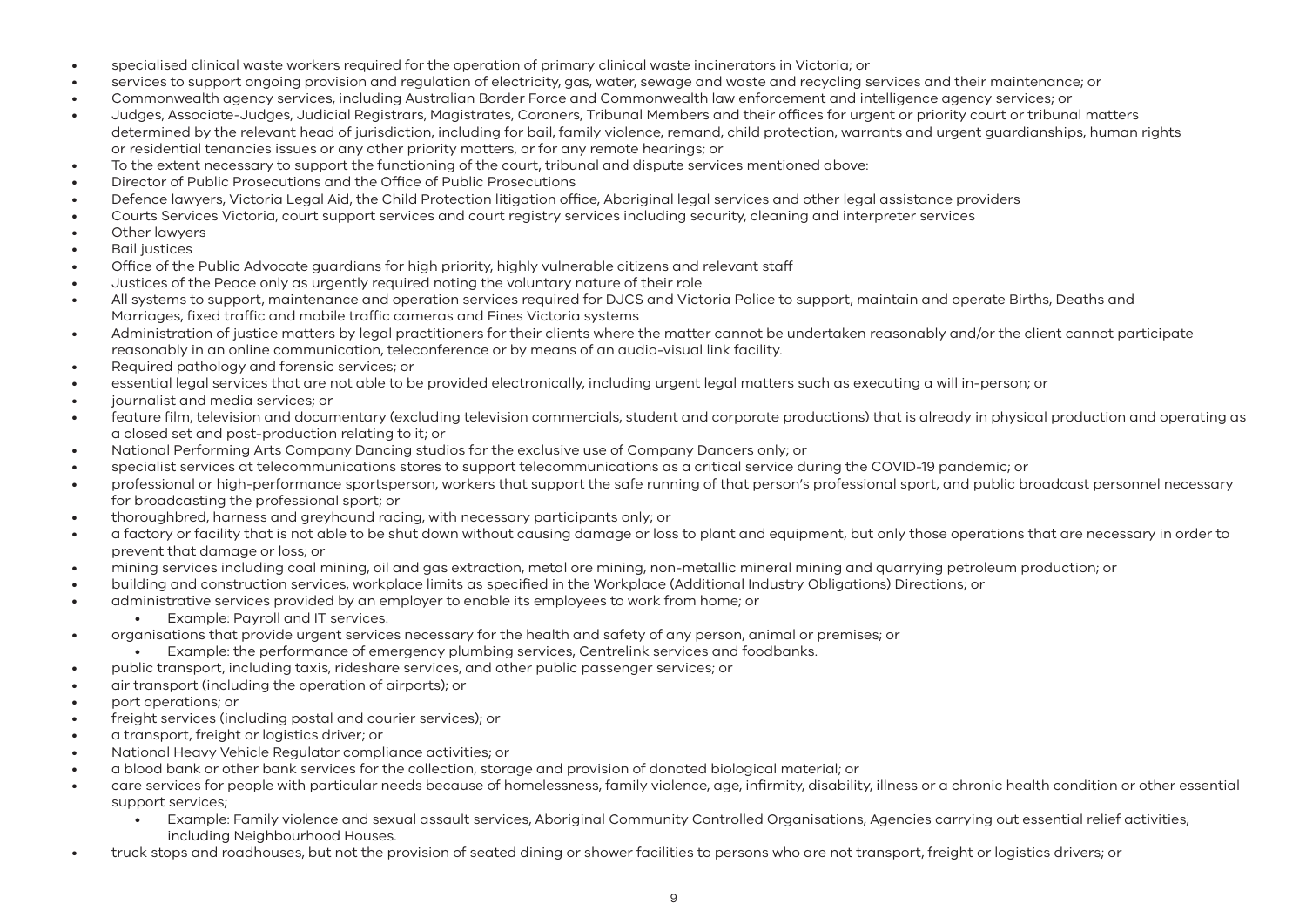- specialised clinical waste workers required for the operation of primary clinical waste incinerators in Victoria; or
- services to support ongoing provision and regulation of electricity, gas, water, sewage and waste and recycling services and their maintenance; or
- Commonwealth agency services, including Australian Border Force and Commonwealth law enforcement and intelligence agency services; or
- Judges, Associate-Judges, Judicial Registrars, Magistrates, Coroners, Tribunal Members and their offices for urgent or priority court or tribunal matters determined by the relevant head of jurisdiction, including for bail, family violence, remand, child protection, warrants and urgent guardianships, human rights or residential tenancies issues or any other priority matters, or for any remote hearings; or
- To the extent necessary to support the functioning of the court, tribunal and dispute services mentioned above:
- Director of Public Prosecutions and the Office of Public Prosecutions
- Defence lawyers, Victoria Legal Aid, the Child Protection litigation office, Aboriginal legal services and other legal assistance providers
- Courts Services Victoria, court support services and court registry services including security, cleaning and interpreter services
- Other lawyers
- Bail justices
- Office of the Public Advocate guardians for high priority, highly vulnerable citizens and relevant staff
- Justices of the Peace only as urgently required noting the voluntary nature of their role
- All systems to support, maintenance and operation services required for DJCS and Victoria Police to support, maintain and operate Births, Deaths and Marriages, fixed traffic and mobile traffic cameras and Fines Victoria systems
- Administration of justice matters by legal practitioners for their clients where the matter cannot be undertaken reasonably and/or the client cannot participate reasonably in an online communication, teleconference or by means of an audio-visual link facility.
- Required pathology and forensic services; or
- essential legal services that are not able to be provided electronically, including urgent legal matters such as executing a will in-person; or
- journalist and media services; or
- feature film, television and documentary (excluding television commercials, student and corporate productions) that is already in physical production and operating as a closed set and post-production relating to it; or
- National Performing Arts Company Dancing studios for the exclusive use of Company Dancers only; or
- specialist services at telecommunications stores to support telecommunications as a critical service during the COVID-19 pandemic; or
- professional or high-performance sportsperson, workers that support the safe running of that person's professional sport, and public broadcast personnel necessary for broadcasting the professional sport; or
- thoroughbred, harness and greyhound racing, with necessary participants only; or
- a factory or facility that is not able to be shut down without causing damage or loss to plant and equipment, but only those operations that are necessary in order to prevent that damage or loss; or
- mining services including coal mining, oil and gas extraction, metal ore mining, non-metallic mineral mining and quarrying petroleum production; or
- building and construction services, workplace limits as specified in the Workplace (Additional Industry Obligations) Directions; or
- administrative services provided by an employer to enable its employees to work from home; or
  - Example: Payroll and IT services.
- organisations that provide urgent services necessary for the health and safety of any person, animal or premises; or
  - Example: the performance of emergency plumbing services, Centrelink services and foodbanks.
- public transport, including taxis, rideshare services, and other public passenger services; or
- air transport (including the operation of airports); or
- port operations; or
- freight services (including postal and courier services); or
- a transport, freight or logistics driver; or
- National Heavy Vehicle Regulator compliance activities; or
- a blood bank or other bank services for the collection, storage and provision of donated biological material; or
- care services for people with particular needs because of homelessness, family violence, age, infirmity, disability, illness or a chronic health condition or other essential support services;
  - Example: Family violence and sexual assault services, Aboriginal Community Controlled Organisations, Agencies carrying out essential relief activities, including Neighbourhood Houses.
- truck stops and roadhouses, but not the provision of seated dining or shower facilities to persons who are not transport, freight or logistics drivers; or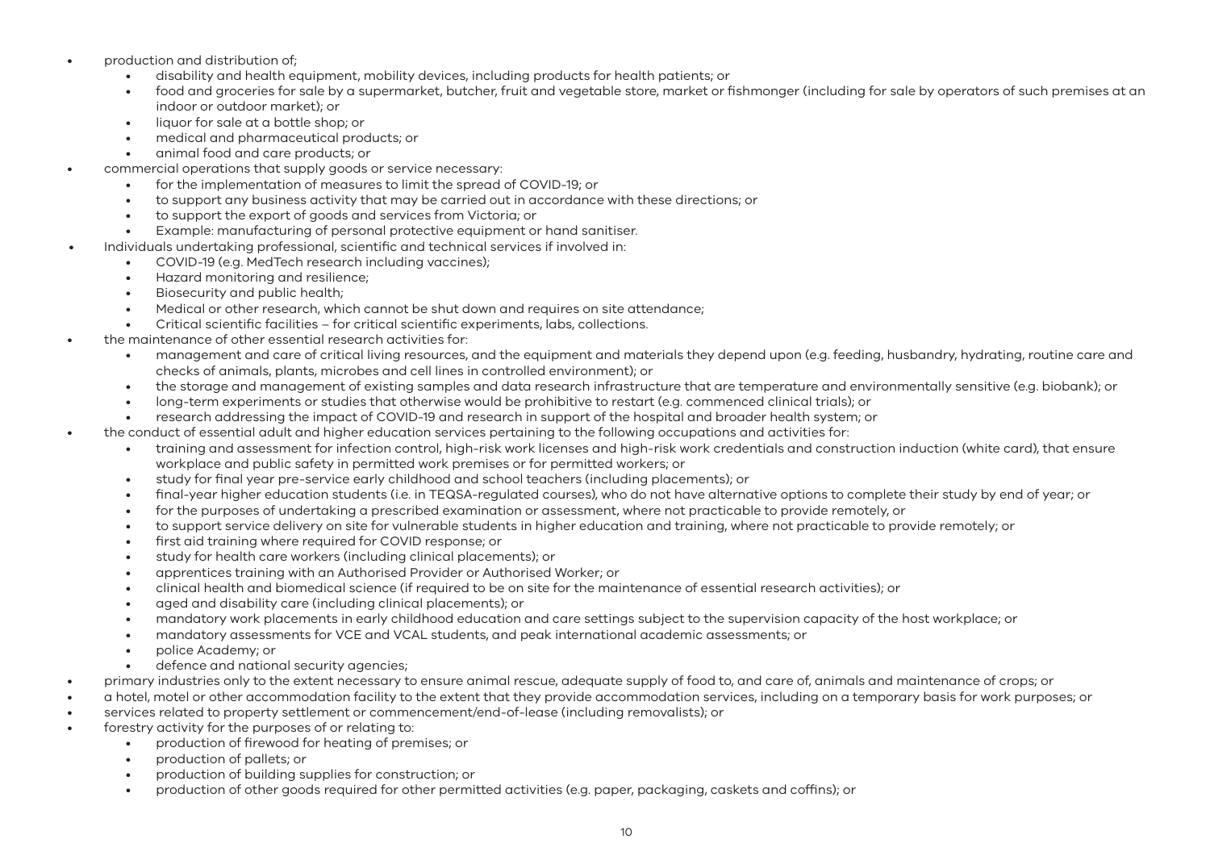- production and distribution of;
  - disability and health equipment, mobility devices, including products for health patients; or
  - food and groceries for sale by a supermarket, butcher, fruit and vegetable store, market or fishmonger (including for sale by operators of such premises at an indoor or outdoor market); or
  - liquor for sale at a bottle shop; or
  - medical and pharmaceutical products; or
  - animal food and care products; or
- commercial operations that supply goods or service necessary:
  - for the implementation of measures to limit the spread of COVID-19; or
  - to support any business activity that may be carried out in accordance with these directions; or
  - to support the export of goods and services from Victoria; or
  - Example: manufacturing of personal protective equipment or hand sanitiser.
- Individuals undertaking professional, scientific and technical services if involved in:
  - COVID-19 (e.g. MedTech research including vaccines);
  - Hazard monitoring and resilience;
  - Biosecurity and public health;
  - Medical or other research, which cannot be shut down and requires on site attendance;
  - Critical scientific facilities – for critical scientific experiments, labs, collections.
- the maintenance of other essential research activities for:
  - management and care of critical living resources, and the equipment and materials they depend upon (e.g. feeding, husbandry, hydrating, routine care and checks of animals, plants, microbes and cell lines in controlled environment); or
  - the storage and management of existing samples and data research infrastructure that are temperature and environmentally sensitive (e.g. biobank); or
  - long-term experiments or studies that otherwise would be prohibitive to restart (e.g. commenced clinical trials); or
  - research addressing the impact of COVID-19 and research in support of the hospital and broader health system; or
- the conduct of essential adult and higher education services pertaining to the following occupations and activities for:
  - training and assessment for infection control, high-risk work licenses and high-risk work credentials and construction induction (white card), that ensure workplace and public safety in permitted work premises or for permitted workers; or
  - study for final year pre-service early childhood and school teachers (including placements); or
  - final-year higher education students (i.e. in TEQSA-regulated courses), who do not have alternative options to complete their study by end of year; or
  - for the purposes of undertaking a prescribed examination or assessment, where not practicable to provide remotely, or
  - to support service delivery on site for vulnerable students in higher education and training, where not practicable to provide remotely; or
  - first aid training where required for COVID response; or
  - study for health care workers (including clinical placements); or
  - apprentices training with an Authorised Provider or Authorised Worker; or
  - clinical health and biomedical science (if required to be on site for the maintenance of essential research activities); or
  - aged and disability care (including clinical placements); or
  - mandatory work placements in early childhood education and care settings subject to the supervision capacity of the host workplace; or
  - mandatory assessments for VCE and VCAL students, and peak international academic assessments; or
  - police Academy; or
  - defence and national security agencies;
- primary industries only to the extent necessary to ensure animal rescue, adequate supply of food to, and care of, animals and maintenance of crops; or
- a hotel, motel or other accommodation facility to the extent that they provide accommodation services, including on a temporary basis for work purposes; or
- services related to property settlement or commencement/end-of-lease (including removalists); or
- forestry activity for the purposes of or relating to:
  - production of firewood for heating of premises; or
  - production of pallets; or
  - production of building supplies for construction; or
  - production of other goods required for other permitted activities (e.g. paper, packaging, caskets and coffins); or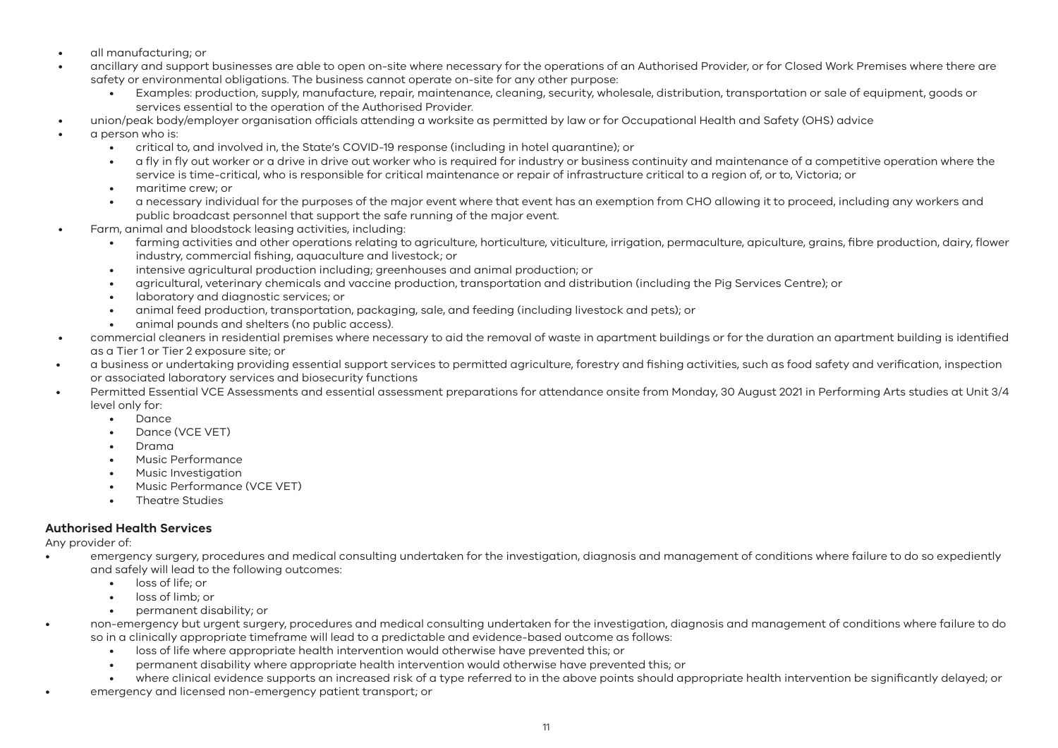- all manufacturing; or
- ancillary and support businesses are able to open on-site where necessary for the operations of an Authorised Provider, or for Closed Work Premises where there are safety or environmental obligations. The business cannot operate on-site for any other purpose:
    - Examples: production, supply, manufacture, repair, maintenance, cleaning, security, wholesale, distribution, transportation or sale of equipment, goods or services essential to the operation of the Authorised Provider.
- union/peak body/employer organisation officials attending a worksite as permitted by law or for Occupational Health and Safety (OHS) advice
- a person who is:
    - critical to, and involved in, the State's COVID-19 response (including in hotel quarantine); or
    - a fly in fly out worker or a drive in drive out worker who is required for industry or business continuity and maintenance of a competitive operation where the service is time-critical, who is responsible for critical maintenance or repair of infrastructure critical to a region of, or to, Victoria; or
    - maritime crew; or
    - a necessary individual for the purposes of the major event where that event has an exemption from CHO allowing it to proceed, including any workers and public broadcast personnel that support the safe running of the major event.
- Farm, animal and bloodstock leasing activities, including:
    - farming activities and other operations relating to agriculture, horticulture, viticulture, irrigation, permaculture, apiculture, grains, fibre production, dairy, flower industry, commercial fishing, aquaculture and livestock; or
    - intensive agricultural production including; greenhouses and animal production; or
    - agricultural, veterinary chemicals and vaccine production, transportation and distribution (including the Pig Services Centre); or
    - laboratory and diagnostic services; or
    - animal feed production, transportation, packaging, sale, and feeding (including livestock and pets); or
    - animal pounds and shelters (no public access).
- commercial cleaners in residential premises where necessary to aid the removal of waste in apartment buildings or for the duration an apartment building is identified as a Tier 1 or Tier 2 exposure site; or
- a business or undertaking providing essential support services to permitted agriculture, forestry and fishing activities, such as food safety and verification, inspection or associated laboratory services and biosecurity functions
- Permitted Essential VCE Assessments and essential assessment preparations for attendance onsite from Monday, 30 August 2021 in Performing Arts studies at Unit 3/4 level only for:
    - Dance
    - Dance (VCE VET)
    - Drama
    - Music Performance
    - Music Investigation
    - Music Performance (VCE VET)
    - Theatre Studies

### Authorised Health Services

Any provider of:

- emergency surgery, procedures and medical consulting undertaken for the investigation, diagnosis and management of conditions where failure to do so expediently and safely will lead to the following outcomes:
    - loss of life; or
    - loss of limb; or
    - permanent disability; or
- non-emergency but urgent surgery, procedures and medical consulting undertaken for the investigation, diagnosis and management of conditions where failure to do so in a clinically appropriate timeframe will lead to a predictable and evidence-based outcome as follows:
    - loss of life where appropriate health intervention would otherwise have prevented this; or
    - permanent disability where appropriate health intervention would otherwise have prevented this; or
    - where clinical evidence supports an increased risk of a type referred to in the above points should appropriate health intervention be significantly delayed; or
- emergency and licensed non-emergency patient transport; or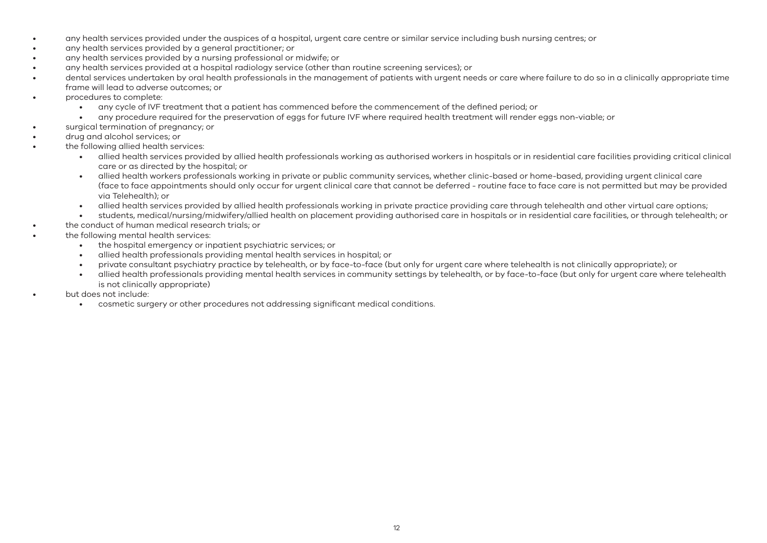- any health services provided under the auspices of a hospital, urgent care centre or similar service including bush nursing centres; or
- any health services provided by a general practitioner; or
- any health services provided by a nursing professional or midwife; or
- any health services provided at a hospital radiology service (other than routine screening services); or
- dental services undertaken by oral health professionals in the management of patients with urgent needs or care where failure to do so in a clinically appropriate time frame will lead to adverse outcomes; or
- procedures to complete:
    - any cycle of IVF treatment that a patient has commenced before the commencement of the defined period; or
    - any procedure required for the preservation of eggs for future IVF where required health treatment will render eggs non-viable; or
- surgical termination of pregnancy; or
- drug and alcohol services; or
- the following allied health services:
    - allied health services provided by allied health professionals working as authorised workers in hospitals or in residential care facilities providing critical clinical care or as directed by the hospital; or
    - allied health workers professionals working in private or public community services, whether clinic-based or home-based, providing urgent clinical care (face to face appointments should only occur for urgent clinical care that cannot be deferred - routine face to face care is not permitted but may be provided via Telehealth); or
    - allied health services provided by allied health professionals working in private practice providing care through telehealth and other virtual care options;
    - students, medical/nursing/midwifery/allied health on placement providing authorised care in hospitals or in residential care facilities, or through telehealth; or
- the conduct of human medical research trials; or
- the following mental health services:
    - the hospital emergency or inpatient psychiatric services; or
    - allied health professionals providing mental health services in hospital; or
    - private consultant psychiatry practice by telehealth, or by face-to-face (but only for urgent care where telehealth is not clinically appropriate); or
    - allied health professionals providing mental health services in community settings by telehealth, or by face-to-face (but only for urgent care where telehealth is not clinically appropriate)
- but does not include:
    - cosmetic surgery or other procedures not addressing significant medical conditions.